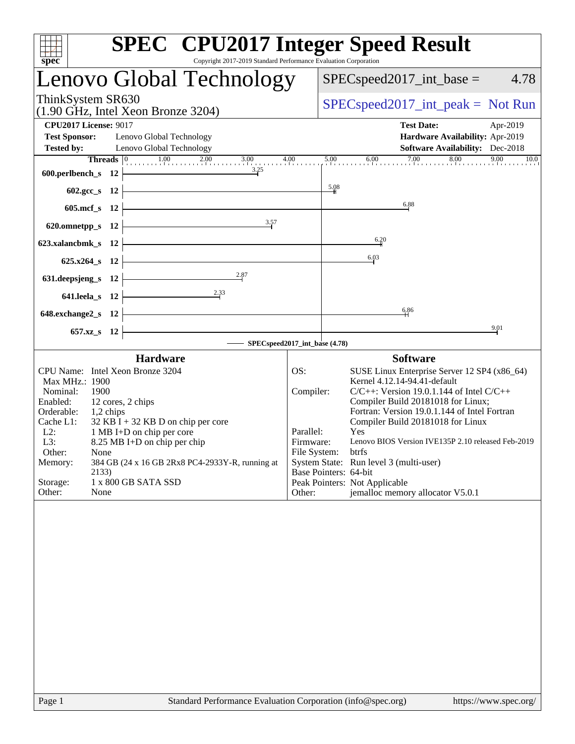# SPEC CPU2017 Integer Speed Result

Copyright 2017-2019 Standard Performance Evaluation Corporation

## Lenovo Global Technology

ThinkSystem SR630
(1.90 GHz, Intel Xeon Bronze 3204)

SPECspeed2017_int_base = 4.78

SPECspeed2017_int_peak = Not Run

**CPU2017 License:** 9017
**Test Sponsor:** Lenovo Global Technology
**Tested by:** Lenovo Global Technology
**Test Date:** Apr-2019
**Hardware Availability:** Apr-2019
**Software Availability:** Dec-2018

| Benchmark | Threads | Base |
|---|---|---|
| 600.perlbench_s | 12 | 3.25 |
| 602.gcc_s | 12 | 5.08 |
| 605.mcf_s | 12 | 6.88 |
| 620.omnetpp_s | 12 | 3.57 |
| 623.xalancbmk_s | 12 | 6.20 |
| 625.x264_s | 12 | 6.03 |
| 631.deepsjeng_s | 12 | 2.87 |
| 641.leela_s | 12 | 2.33 |
| 648.exchange2_s | 12 | 6.86 |
| 657.xz_s | 12 | 9.01 |

SPECspeed2017_int_base (4.78)

### Hardware

| | |
|---|---|
| CPU Name: | Intel Xeon Bronze 3204 |
| Max MHz.: | 1900 |
| Nominal: | 1900 |
| Enabled: | 12 cores, 2 chips |
| Orderable: | 1,2 chips |
| Cache L1: | 32 KB I + 32 KB D on chip per core |
| L2: | 1 MB I+D on chip per core |
| L3: | 8.25 MB I+D on chip per chip |
| Other: | None |
| Memory: | 384 GB (24 x 16 GB 2Rx8 PC4-2933Y-R, running at 2133) |
| Storage: | 1 x 800 GB SATA SSD |
| Other: | None |

### Software

| | |
|---|---|
| OS: | SUSE Linux Enterprise Server 12 SP4 (x86_64) Kernel 4.12.14-94.41-default |
| Compiler: | C/C++: Version 19.0.1.144 of Intel C/C++ Compiler Build 20181018 for Linux; Fortran: Version 19.0.1.144 of Intel Fortran Compiler Build 20181018 for Linux |
| Parallel: | Yes |
| Firmware: | Lenovo BIOS Version IVE135P 2.10 released Feb-2019 |
| File System: | btrfs |
| System State: | Run level 3 (multi-user) |
| Base Pointers: | 64-bit |
| Peak Pointers: | Not Applicable |
| Other: | jemalloc memory allocator V5.0.1 |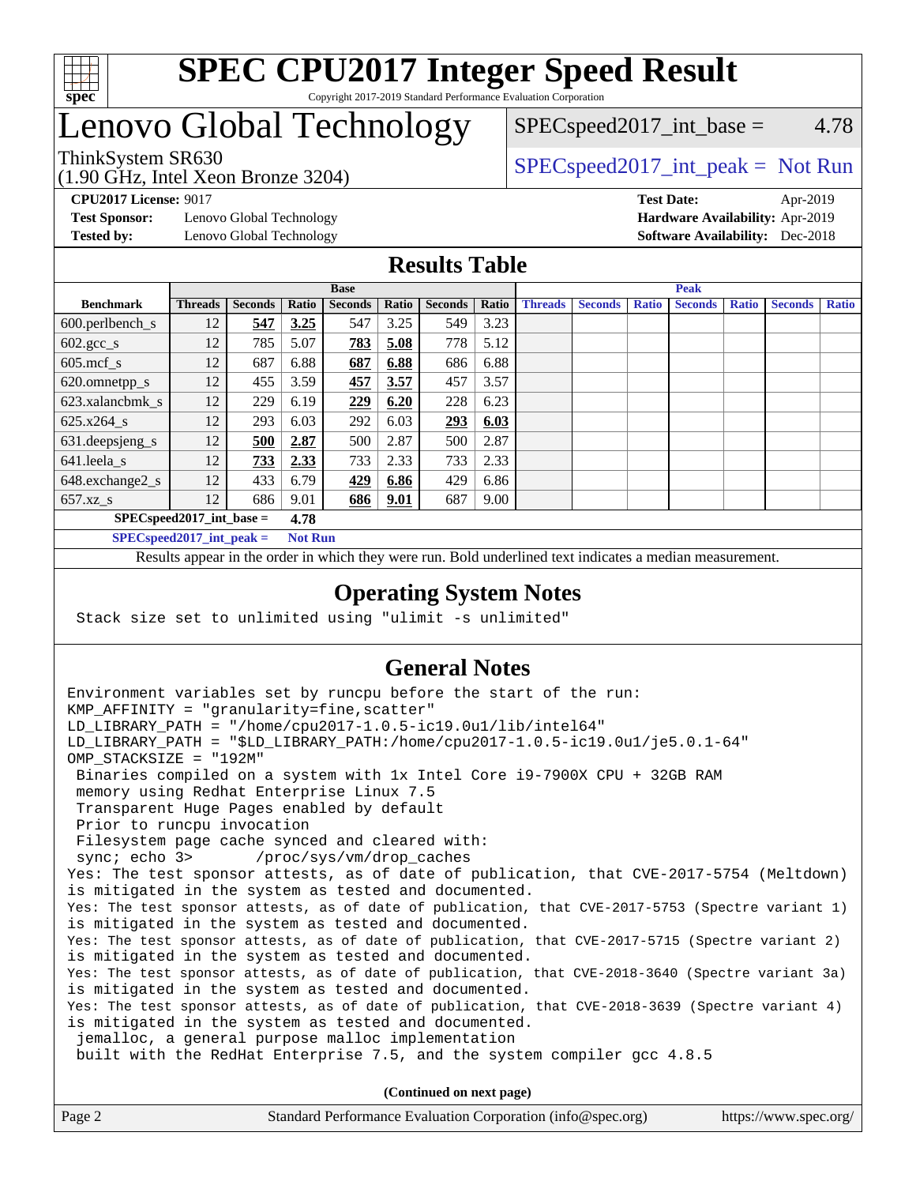# SPEC CPU2017 Integer Speed Result

Copyright 2017-2019 Standard Performance Evaluation Corporation

# Lenovo Global Technology

ThinkSystem SR630
(1.90 GHz, Intel Xeon Bronze 3204)

SPECspeed2017_int_base = 4.78

SPECspeed2017_int_peak = Not Run

**CPU2017 License:** 9017
**Test Sponsor:** Lenovo Global Technology
**Tested by:** Lenovo Global Technology

**Test Date:** Apr-2019
**Hardware Availability:** Apr-2019
**Software Availability:** Dec-2018

## Results Table

| | Base | | | | | | | Peak | | | | | | |
|---|---|---|---|---|---|---|---|---|---|---|---|---|---|---|
| **Benchmark** | **Threads** | **Seconds** | **Ratio** | **Seconds** | **Ratio** | **Seconds** | **Ratio** | **Threads** | **Seconds** | **Ratio** | **Seconds** | **Ratio** | **Seconds** | **Ratio** |
| 600.perlbench_s | 12 | **547** | **3.25** | 547 | 3.25 | 549 | 3.23 | | | | | | | |
| 602.gcc_s | 12 | 785 | 5.07 | **783** | **5.08** | 778 | 5.12 | | | | | | | |
| 605.mcf_s | 12 | 687 | 6.88 | **687** | **6.88** | 686 | 6.88 | | | | | | | |
| 620.omnetpp_s | 12 | 455 | 3.59 | **457** | **3.57** | 457 | 3.57 | | | | | | | |
| 623.xalancbmk_s | 12 | 229 | 6.19 | **229** | **6.20** | 228 | 6.23 | | | | | | | |
| 625.x264_s | 12 | 293 | 6.03 | 292 | 6.03 | **293** | **6.03** | | | | | | | |
| 631.deepsjeng_s | 12 | **500** | **2.87** | 500 | 2.87 | 500 | 2.87 | | | | | | | |
| 641.leela_s | 12 | **733** | **2.33** | 733 | 2.33 | 733 | 2.33 | | | | | | | |
| 648.exchange2_s | 12 | 433 | 6.79 | **429** | **6.86** | 429 | 6.86 | | | | | | | |
| 657.xz_s | 12 | 686 | 9.01 | **686** | **9.01** | 687 | 9.00 | | | | | | | |

**SPECspeed2017_int_base = 4.78**

**SPECspeed2017_int_peak = Not Run**

Results appear in the order in which they were run. Bold underlined text indicates a median measurement.

## Operating System Notes

```
Stack size set to unlimited using "ulimit -s unlimited"
```

## General Notes

```
Environment variables set by runcpu before the start of the run:
KMP_AFFINITY = "granularity=fine,scatter"
LD_LIBRARY_PATH = "/home/cpu2017-1.0.5-ic19.0u1/lib/intel64"
LD_LIBRARY_PATH = "$LD_LIBRARY_PATH:/home/cpu2017-1.0.5-ic19.0u1/je5.0.1-64"
OMP_STACKSIZE = "192M"
 Binaries compiled on a system with 1x Intel Core i9-7900X CPU + 32GB RAM
 memory using Redhat Enterprise Linux 7.5
 Transparent Huge Pages enabled by default
 Prior to runcpu invocation
 Filesystem page cache synced and cleared with:
 sync; echo 3>       /proc/sys/vm/drop_caches
Yes: The test sponsor attests, as of date of publication, that CVE-2017-5754 (Meltdown)
is mitigated in the system as tested and documented.
Yes: The test sponsor attests, as of date of publication, that CVE-2017-5753 (Spectre variant 1)
is mitigated in the system as tested and documented.
Yes: The test sponsor attests, as of date of publication, that CVE-2017-5715 (Spectre variant 2)
is mitigated in the system as tested and documented.
Yes: The test sponsor attests, as of date of publication, that CVE-2018-3640 (Spectre variant 3a)
is mitigated in the system as tested and documented.
Yes: The test sponsor attests, as of date of publication, that CVE-2018-3639 (Spectre variant 4)
is mitigated in the system as tested and documented.
 jemalloc, a general purpose malloc implementation
 built with the RedHat Enterprise 7.5, and the system compiler gcc 4.8.5
```

**(Continued on next page)**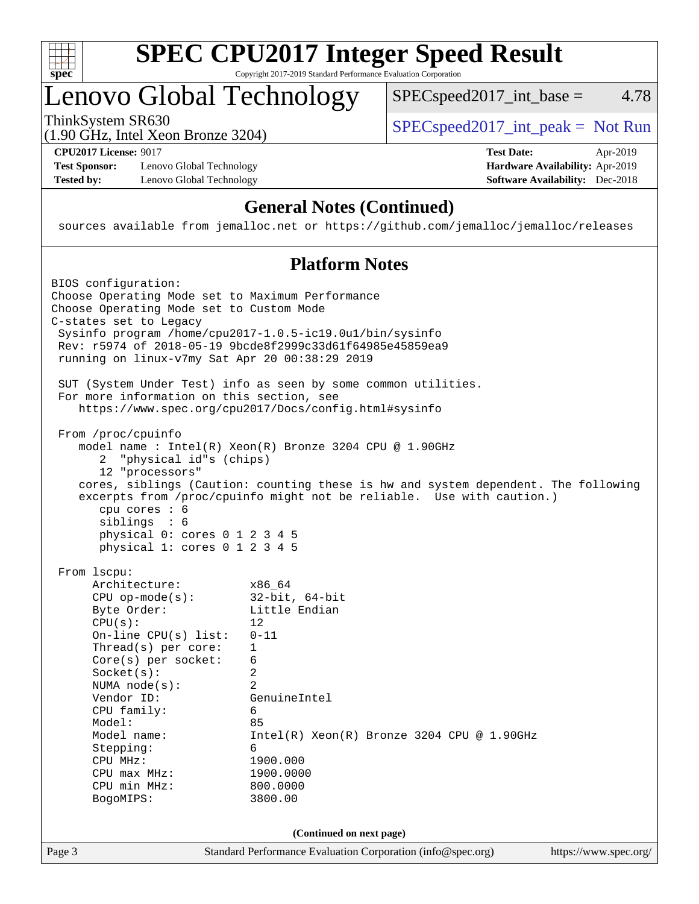# SPEC CPU2017 Integer Speed Result

Copyright 2017-2019 Standard Performance Evaluation Corporation

## Lenovo Global Technology

ThinkSystem SR630
(1.90 GHz, Intel Xeon Bronze 3204)

SPECspeed2017_int_base = 4.78

SPECspeed2017_int_peak = Not Run

**CPU2017 License:** 9017
**Test Sponsor:** Lenovo Global Technology
**Tested by:** Lenovo Global Technology

**Test Date:** Apr-2019
**Hardware Availability:** Apr-2019
**Software Availability:** Dec-2018

### General Notes (Continued)

```
sources available from jemalloc.net or https://github.com/jemalloc/jemalloc/releases
```

### Platform Notes

```
BIOS configuration:
Choose Operating Mode set to Maximum Performance
Choose Operating Mode set to Custom Mode
C-states set to Legacy
 Sysinfo program /home/cpu2017-1.0.5-ic19.0u1/bin/sysinfo
 Rev: r5974 of 2018-05-19 9bcde8f2999c33d61f64985e45859ea9
 running on linux-v7my Sat Apr 20 00:38:29 2019

 SUT (System Under Test) info as seen by some common utilities.
 For more information on this section, see
    https://www.spec.org/cpu2017/Docs/config.html#sysinfo

 From /proc/cpuinfo
    model name : Intel(R) Xeon(R) Bronze 3204 CPU @ 1.90GHz
       2  "physical id"s (chips)
       12 "processors"
    cores, siblings (Caution: counting these is hw and system dependent. The following
    excerpts from /proc/cpuinfo might not be reliable.  Use with caution.)
       cpu cores : 6
       siblings  : 6
       physical 0: cores 0 1 2 3 4 5
       physical 1: cores 0 1 2 3 4 5

 From lscpu:
      Architecture:          x86_64
      CPU op-mode(s):        32-bit, 64-bit
      Byte Order:            Little Endian
      CPU(s):                12
      On-line CPU(s) list:   0-11
      Thread(s) per core:    1
      Core(s) per socket:    6
      Socket(s):             2
      NUMA node(s):          2
      Vendor ID:             GenuineIntel
      CPU family:            6
      Model:                 85
      Model name:            Intel(R) Xeon(R) Bronze 3204 CPU @ 1.90GHz
      Stepping:              6
      CPU MHz:               1900.000
      CPU max MHz:           1900.0000
      CPU min MHz:           800.0000
      BogoMIPS:              3800.00
```

**(Continued on next page)**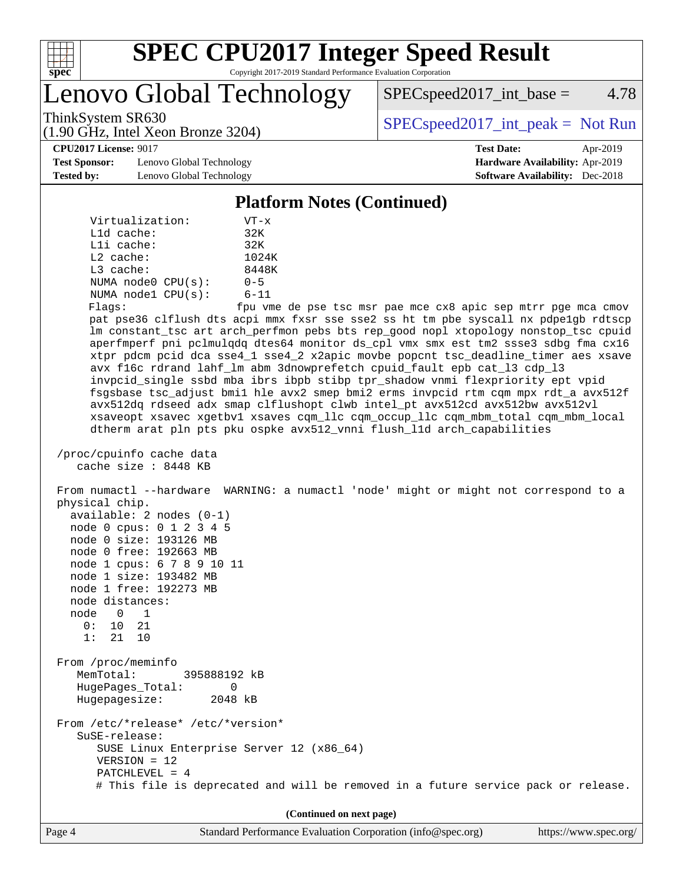# SPEC CPU2017 Integer Speed Result

Copyright 2017-2019 Standard Performance Evaluation Corporation

## Lenovo Global Technology

ThinkSystem SR630
(1.90 GHz, Intel Xeon Bronze 3204)

SPECspeed2017_int_base = 4.78

SPECspeed2017_int_peak = Not Run

**CPU2017 License:** 9017
**Test Sponsor:** Lenovo Global Technology
**Tested by:** Lenovo Global Technology

**Test Date:** Apr-2019
**Hardware Availability:** Apr-2019
**Software Availability:** Dec-2018

### Platform Notes (Continued)

```
     Virtualization:        VT-x
     L1d cache:             32K
     L1i cache:             32K
     L2 cache:              1024K
     L3 cache:              8448K
     NUMA node0 CPU(s):     0-5
     NUMA node1 CPU(s):     6-11
     Flags:                 fpu vme de pse tsc msr pae mce cx8 apic sep mtrr pge mca cmov
     pat pse36 clflush dts acpi mmx fxsr sse sse2 ss ht tm pbe syscall nx pdpe1gb rdtscp
     lm constant_tsc art arch_perfmon pebs bts rep_good nopl xtopology nonstop_tsc cpuid
     aperfmperf pni pclmulqdq dtes64 monitor ds_cpl vmx smx est tm2 ssse3 sdbg fma cx16
     xtpr pdcm pcid dca sse4_1 sse4_2 x2apic movbe popcnt tsc_deadline_timer aes xsave
     avx f16c rdrand lahf_lm abm 3dnowprefetch cpuid_fault epb cat_l3 cdp_l3
     invpcid_single ssbd mba ibrs ibpb stibp tpr_shadow vnmi flexpriority ept vpid
     fsgsbase tsc_adjust bmi1 hle avx2 smep bmi2 erms invpcid rtm cqm mpx rdt_a avx512f
     avx512dq rdseed adx smap clflushopt clwb intel_pt avx512cd avx512bw avx512vl
     xsaveopt xsavec xgetbv1 xsaves cqm_llc cqm_occup_llc cqm_mbm_total cqm_mbm_local
     dtherm arat pln pts pku ospke avx512_vnni flush_l1d arch_capabilities

 /proc/cpuinfo cache data
    cache size : 8448 KB

 From numactl --hardware  WARNING: a numactl 'node' might or might not correspond to a
 physical chip.
   available: 2 nodes (0-1)
   node 0 cpus: 0 1 2 3 4 5
   node 0 size: 193126 MB
   node 0 free: 192663 MB
   node 1 cpus: 6 7 8 9 10 11
   node 1 size: 193482 MB
   node 1 free: 192273 MB
   node distances:
   node   0   1
     0:  10  21
     1:  21  10

 From /proc/meminfo
    MemTotal:       395888192 kB
    HugePages_Total:        0
    Hugepagesize:        2048 kB

 From /etc/*release* /etc/*version*
    SuSE-release:
       SUSE Linux Enterprise Server 12 (x86_64)
       VERSION = 12
       PATCHLEVEL = 4
       # This file is deprecated and will be removed in a future service pack or release.
```

(Continued on next page)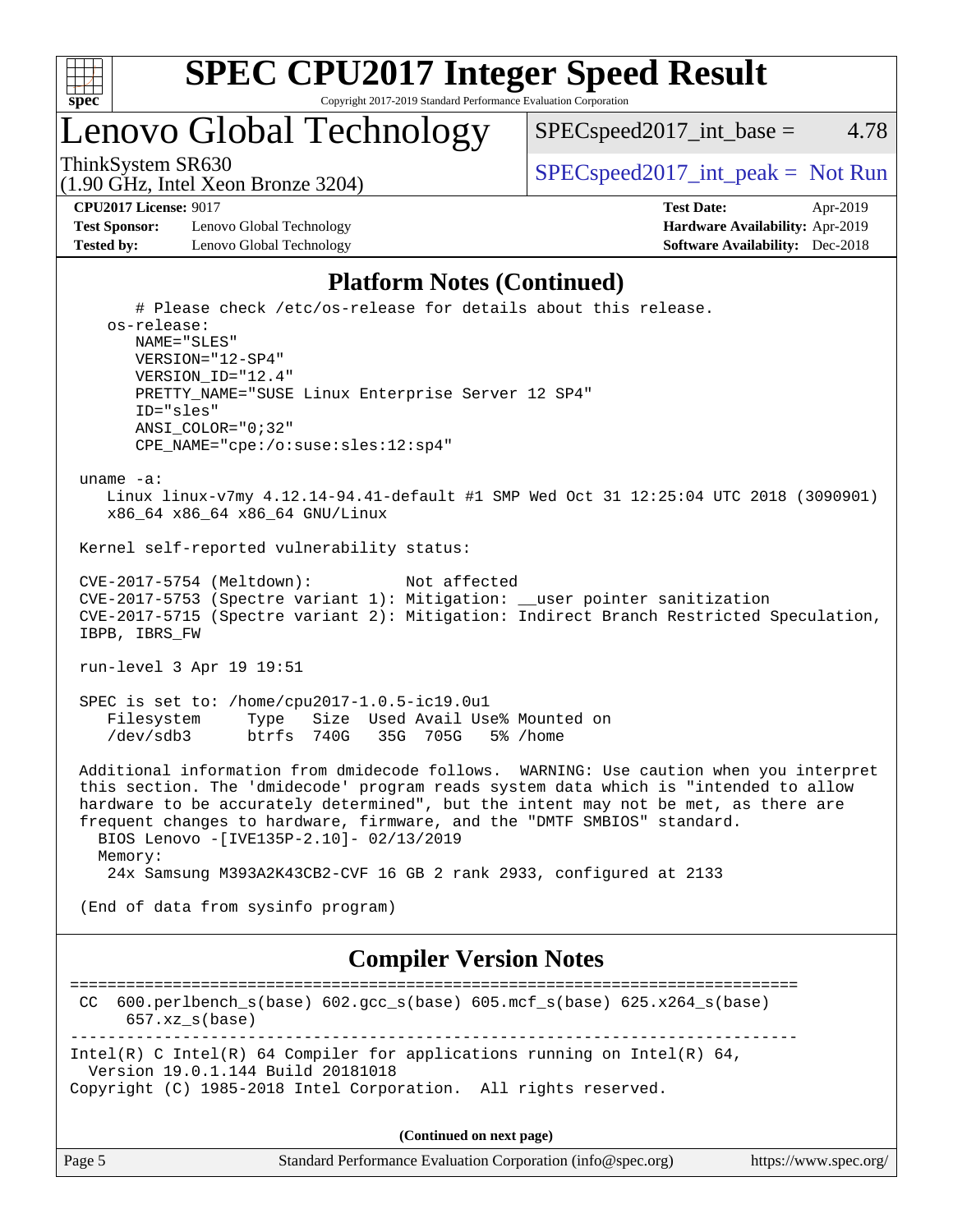## Platform Notes (Continued)

```
      # Please check /etc/os-release for details about this release.
    os-release:
       NAME="SLES"
       VERSION="12-SP4"
       VERSION_ID="12.4"
       PRETTY_NAME="SUSE Linux Enterprise Server 12 SP4"
       ID="sles"
       ANSI_COLOR="0;32"
       CPE_NAME="cpe:/o:suse:sles:12:sp4"

 uname -a:
    Linux linux-v7my 4.12.14-94.41-default #1 SMP Wed Oct 31 12:25:04 UTC 2018 (3090901)
    x86_64 x86_64 x86_64 GNU/Linux

 Kernel self-reported vulnerability status:

 CVE-2017-5754 (Meltdown):          Not affected
 CVE-2017-5753 (Spectre variant 1): Mitigation: __user pointer sanitization
 CVE-2017-5715 (Spectre variant 2): Mitigation: Indirect Branch Restricted Speculation,
 IBPB, IBRS_FW

 run-level 3 Apr 19 19:51

 SPEC is set to: /home/cpu2017-1.0.5-ic19.0u1
    Filesystem     Type   Size  Used Avail Use% Mounted on
    /dev/sdb3      btrfs  740G   35G  705G   5% /home

 Additional information from dmidecode follows.  WARNING: Use caution when you interpret
 this section. The 'dmidecode' program reads system data which is "intended to allow
 hardware to be accurately determined", but the intent may not be met, as there are
 frequent changes to hardware, firmware, and the "DMTF SMBIOS" standard.
   BIOS Lenovo -[IVE135P-2.10]- 02/13/2019
   Memory:
    24x Samsung M393A2K43CB2-CVF 16 GB 2 rank 2933, configured at 2133

 (End of data from sysinfo program)
```

## Compiler Version Notes

```
==============================================================================
 CC  600.perlbench_s(base) 602.gcc_s(base) 605.mcf_s(base) 625.x264_s(base)
      657.xz_s(base)
------------------------------------------------------------------------------
Intel(R) C Intel(R) 64 Compiler for applications running on Intel(R) 64,
  Version 19.0.1.144 Build 20181018
Copyright (C) 1985-2018 Intel Corporation.  All rights reserved.
```

(Continued on next page)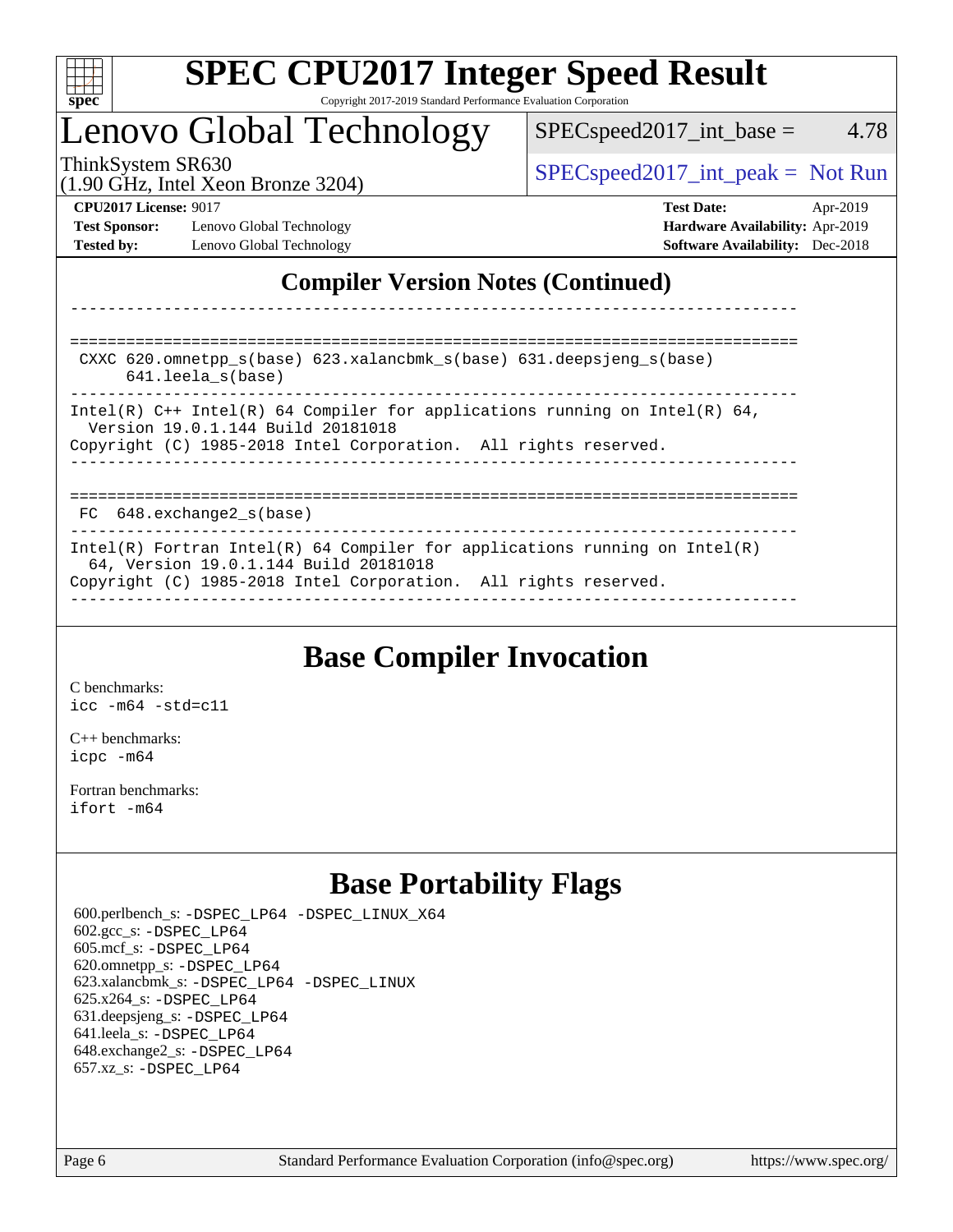# SPEC CPU2017 Integer Speed Result

Copyright 2017-2019 Standard Performance Evaluation Corporation

## Lenovo Global Technology

ThinkSystem SR630
(1.90 GHz, Intel Xeon Bronze 3204)

SPECspeed2017_int_base = 4.78

SPECspeed2017_int_peak = Not Run

**CPU2017 License:** 9017
**Test Sponsor:** Lenovo Global Technology
**Tested by:** Lenovo Global Technology

**Test Date:** Apr-2019
**Hardware Availability:** Apr-2019
**Software Availability:** Dec-2018

## Compiler Version Notes (Continued)

```
------------------------------------------------------------------------------

==============================================================================
 CXXC 620.omnetpp_s(base) 623.xalancbmk_s(base) 631.deepsjeng_s(base)
      641.leela_s(base)
------------------------------------------------------------------------------
Intel(R) C++ Intel(R) 64 Compiler for applications running on Intel(R) 64,
  Version 19.0.1.144 Build 20181018
Copyright (C) 1985-2018 Intel Corporation.  All rights reserved.
------------------------------------------------------------------------------

==============================================================================
 FC  648.exchange2_s(base)
------------------------------------------------------------------------------
Intel(R) Fortran Intel(R) 64 Compiler for applications running on Intel(R)
  64, Version 19.0.1.144 Build 20181018
Copyright (C) 1985-2018 Intel Corporation.  All rights reserved.
------------------------------------------------------------------------------
```

## Base Compiler Invocation

C benchmarks:
icc -m64 -std=c11

C++ benchmarks:
icpc -m64

Fortran benchmarks:
ifort -m64

## Base Portability Flags

600.perlbench_s: -DSPEC_LP64 -DSPEC_LINUX_X64
602.gcc_s: -DSPEC_LP64
605.mcf_s: -DSPEC_LP64
620.omnetpp_s: -DSPEC_LP64
623.xalancbmk_s: -DSPEC_LP64 -DSPEC_LINUX
625.x264_s: -DSPEC_LP64
631.deepsjeng_s: -DSPEC_LP64
641.leela_s: -DSPEC_LP64
648.exchange2_s: -DSPEC_LP64
657.xz_s: -DSPEC_LP64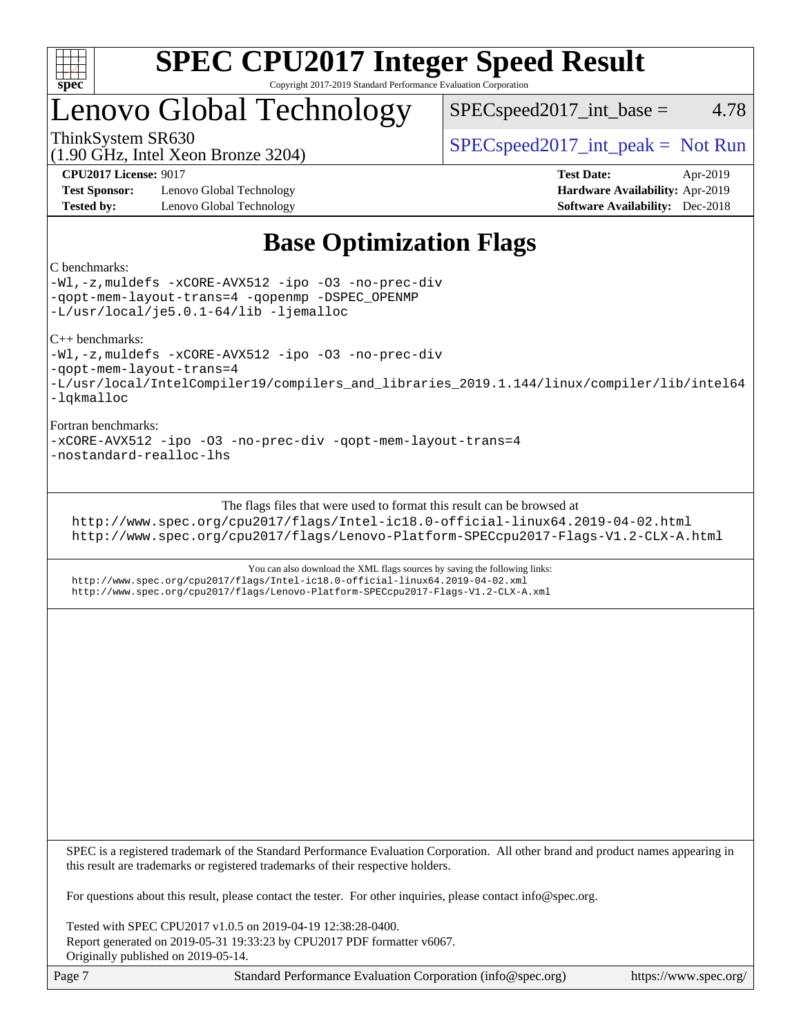# SPEC CPU2017 Integer Speed Result

Copyright 2017-2019 Standard Performance Evaluation Corporation

# Lenovo Global Technology

ThinkSystem SR630
(1.90 GHz, Intel Xeon Bronze 3204)

SPECspeed2017_int_base = 4.78

SPECspeed2017_int_peak = Not Run

**CPU2017 License:** 9017
**Test Sponsor:** Lenovo Global Technology
**Tested by:** Lenovo Global Technology

**Test Date:** Apr-2019
**Hardware Availability:** Apr-2019
**Software Availability:** Dec-2018

## Base Optimization Flags

C benchmarks:

```
-Wl,-z,muldefs -xCORE-AVX512 -ipo -O3 -no-prec-div
-qopt-mem-layout-trans=4 -qopenmp -DSPEC_OPENMP
-L/usr/local/je5.0.1-64/lib -ljemalloc
```

C++ benchmarks:

```
-Wl,-z,muldefs -xCORE-AVX512 -ipo -O3 -no-prec-div
-qopt-mem-layout-trans=4
-L/usr/local/IntelCompiler19/compilers_and_libraries_2019.1.144/linux/compiler/lib/intel64
-lqkmalloc
```

Fortran benchmarks:

```
-xCORE-AVX512 -ipo -O3 -no-prec-div -qopt-mem-layout-trans=4
-nostandard-realloc-lhs
```

The flags files that were used to format this result can be browsed at
http://www.spec.org/cpu2017/flags/Intel-ic18.0-official-linux64.2019-04-02.html
http://www.spec.org/cpu2017/flags/Lenovo-Platform-SPECcpu2017-Flags-V1.2-CLX-A.html

You can also download the XML flags sources by saving the following links:
http://www.spec.org/cpu2017/flags/Intel-ic18.0-official-linux64.2019-04-02.xml
http://www.spec.org/cpu2017/flags/Lenovo-Platform-SPECcpu2017-Flags-V1.2-CLX-A.xml

SPEC is a registered trademark of the Standard Performance Evaluation Corporation. All other brand and product names appearing in this result are trademarks or registered trademarks of their respective holders.

For questions about this result, please contact the tester. For other inquiries, please contact info@spec.org.

Tested with SPEC CPU2017 v1.0.5 on 2019-04-19 12:38:28-0400.
Report generated on 2019-05-31 19:33:23 by CPU2017 PDF formatter v6067.
Originally published on 2019-05-14.